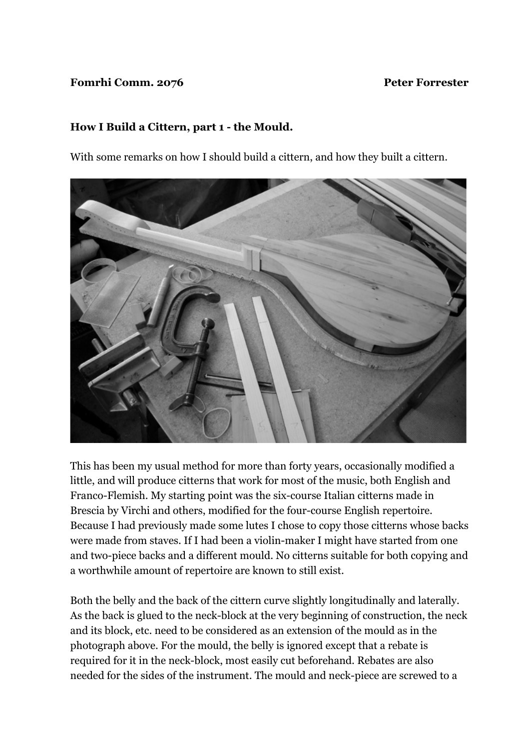**Fomrhi Comm. 2076** **Peter Forrester**

**How I Build a Cittern, part 1 - the Mould.**

With some remarks on how I should build a cittern, and how they built a cittern.

This has been my usual method for more than forty years, occasionally modified a little, and will produce citterns that work for most of the music, both English and Franco-Flemish. My starting point was the six-course Italian citterns made in Brescia by Virchi and others, modified for the four-course English repertoire. Because I had previously made some lutes I chose to copy those citterns whose backs were made from staves. If I had been a violin-maker I might have started from one and two-piece backs and a different mould. No citterns suitable for both copying and a worthwhile amount of repertoire are known to still exist.

Both the belly and the back of the cittern curve slightly longitudinally and laterally. As the back is glued to the neck-block at the very beginning of construction, the neck and its block, etc. need to be considered as an extension of the mould as in the photograph above. For the mould, the belly is ignored except that a rebate is required for it in the neck-block, most easily cut beforehand. Rebates are also needed for the sides of the instrument. The mould and neck-piece are screwed to a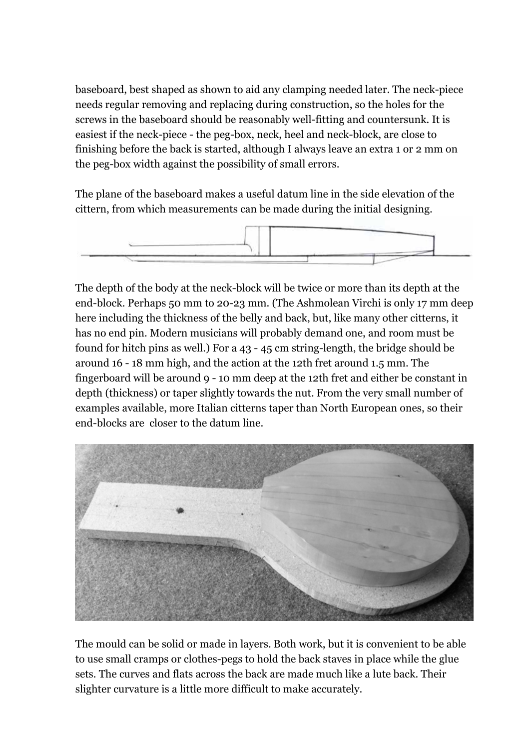baseboard, best shaped as shown to aid any clamping needed later. The neck-piece needs regular removing and replacing during construction, so the holes for the screws in the baseboard should be reasonably well-fitting and countersunk. It is easiest if the neck-piece - the peg-box, neck, heel and neck-block, are close to finishing before the back is started, although I always leave an extra 1 or 2 mm on the peg-box width against the possibility of small errors.

The plane of the baseboard makes a useful datum line in the side elevation of the cittern, from which measurements can be made during the initial designing.

The depth of the body at the neck-block will be twice or more than its depth at the end-block. Perhaps 50 mm to 20-23 mm. (The Ashmolean Virchi is only 17 mm deep here including the thickness of the belly and back, but, like many other citterns, it has no end pin. Modern musicians will probably demand one, and room must be found for hitch pins as well.) For a 43 - 45 cm string-length, the bridge should be around 16 - 18 mm high, and the action at the 12th fret around 1.5 mm. The fingerboard will be around 9 - 10 mm deep at the 12th fret and either be constant in depth (thickness) or taper slightly towards the nut. From the very small number of examples available, more Italian citterns taper than North European ones, so their end-blocks are closer to the datum line.

The mould can be solid or made in layers. Both work, but it is convenient to be able to use small cramps or clothes-pegs to hold the back staves in place while the glue sets. The curves and flats across the back are made much like a lute back. Their slighter curvature is a little more difficult to make accurately.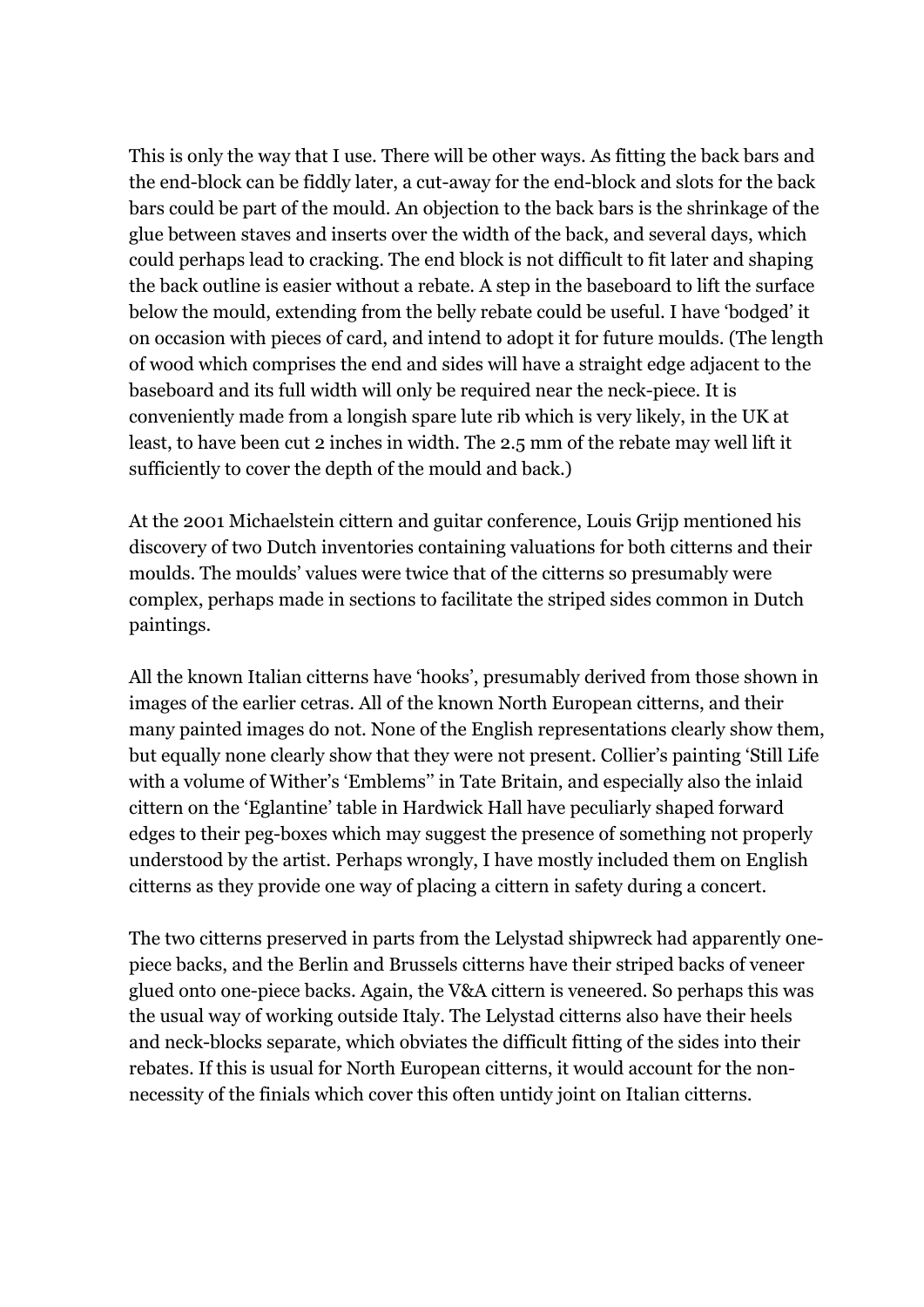This is only the way that I use. There will be other ways. As fitting the back bars and the end-block can be fiddly later, a cut-away for the end-block and slots for the back bars could be part of the mould. An objection to the back bars is the shrinkage of the glue between staves and inserts over the width of the back, and several days, which could perhaps lead to cracking. The end block is not difficult to fit later and shaping the back outline is easier without a rebate. A step in the baseboard to lift the surface below the mould, extending from the belly rebate could be useful. I have 'bodged' it on occasion with pieces of card, and intend to adopt it for future moulds. (The length of wood which comprises the end and sides will have a straight edge adjacent to the baseboard and its full width will only be required near the neck-piece. It is conveniently made from a longish spare lute rib which is very likely, in the UK at least, to have been cut 2 inches in width. The 2.5 mm of the rebate may well lift it sufficiently to cover the depth of the mould and back.)

At the 2001 Michaelstein cittern and guitar conference, Louis Grijp mentioned his discovery of two Dutch inventories containing valuations for both citterns and their moulds. The moulds' values were twice that of the citterns so presumably were complex, perhaps made in sections to facilitate the striped sides common in Dutch paintings.

All the known Italian citterns have 'hooks', presumably derived from those shown in images of the earlier cetras. All of the known North European citterns, and their many painted images do not. None of the English representations clearly show them, but equally none clearly show that they were not present. Collier's painting 'Still Life with a volume of Wither's 'Emblems'' in Tate Britain, and especially also the inlaid cittern on the 'Eglantine' table in Hardwick Hall have peculiarly shaped forward edges to their peg-boxes which may suggest the presence of something not properly understood by the artist. Perhaps wrongly, I have mostly included them on English citterns as they provide one way of placing a cittern in safety during a concert.

The two citterns preserved in parts from the Lelystad shipwreck had apparently one-piece backs, and the Berlin and Brussels citterns have their striped backs of veneer glued onto one-piece backs. Again, the V&A cittern is veneered. So perhaps this was the usual way of working outside Italy. The Lelystad citterns also have their heels and neck-blocks separate, which obviates the difficult fitting of the sides into their rebates. If this is usual for North European citterns, it would account for the non-necessity of the finials which cover this often untidy joint on Italian citterns.